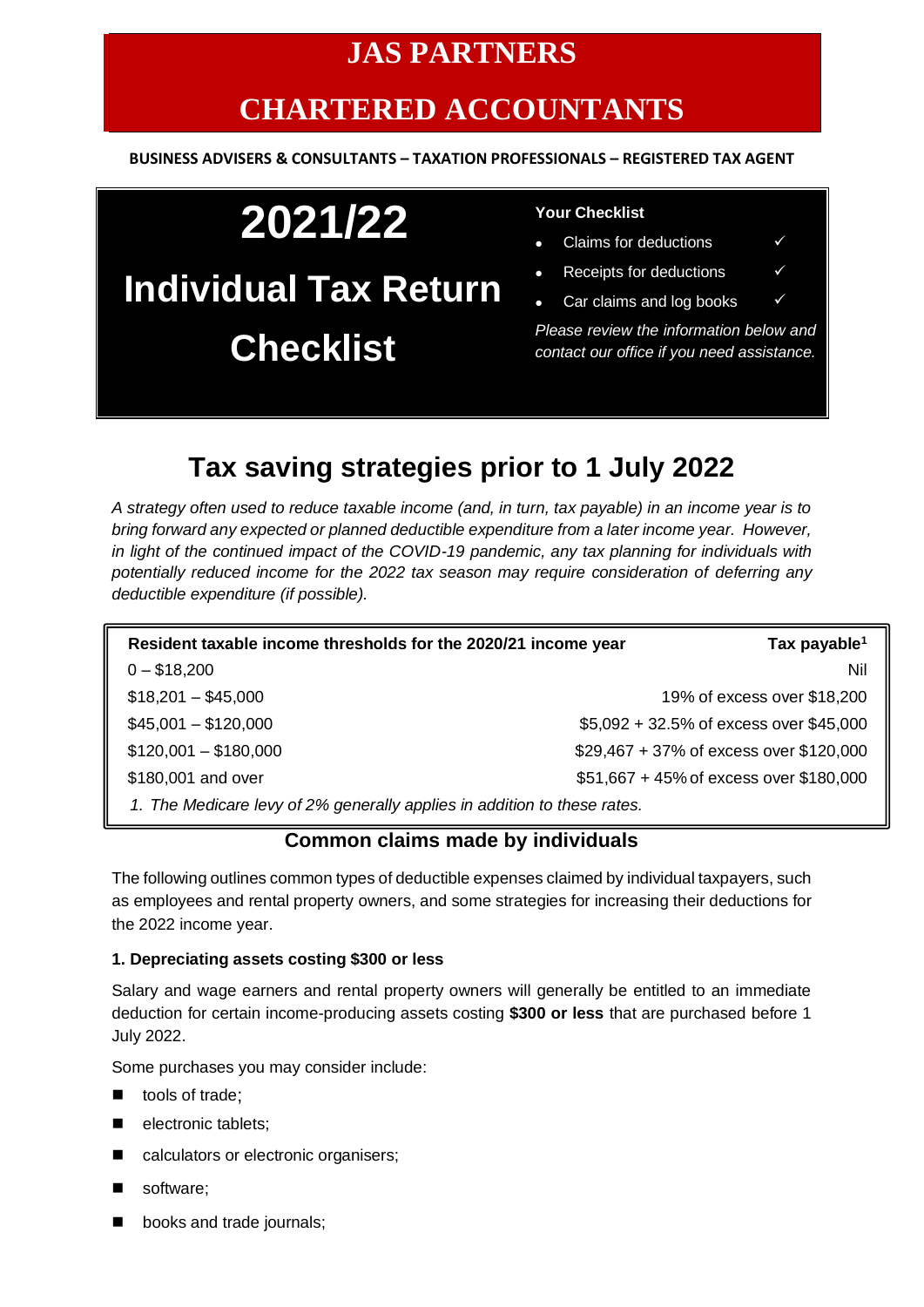# JAS PARTNERS

# CHARTERED ACCOUNTANTS

**BUSINESS ADVISERS & CONSULTANTS – TAXATION PROFESSIONALS – REGISTERED TAX AGENT**

# 2021/22

# Individual Tax Return Checklist

**Your Checklist**

- Claims for deductions ✓
- Receipts for deductions ✓
- Car claims and log books ✓

*Please review the information below and contact our office if you need assistance.*

## Tax saving strategies prior to 1 July 2022

*A strategy often used to reduce taxable income (and, in turn, tax payable) in an income year is to bring forward any expected or planned deductible expenditure from a later income year. However, in light of the continued impact of the COVID-19 pandemic, any tax planning for individuals with potentially reduced income for the 2022 tax season may require consideration of deferring any deductible expenditure (if possible).*

| Resident taxable income thresholds for the 2020/21 income year | Tax payable[1] |
|---|---|
| 0 – $18,200 | Nil |
| $18,201 – $45,000 | 19% of excess over $18,200 |
| $45,001 – $120,000 | $5,092 + 32.5% of excess over $45,000 |
| $120,001 – $180,000 | $29,467 + 37% of excess over $120,000 |
| $180,001 and over | $51,667 + 45% of excess over $180,000 |

*1. The Medicare levy of 2% generally applies in addition to these rates.*

### Common claims made by individuals

The following outlines common types of deductible expenses claimed by individual taxpayers, such as employees and rental property owners, and some strategies for increasing their deductions for the 2022 income year.

**1. Depreciating assets costing $300 or less**

Salary and wage earners and rental property owners will generally be entitled to an immediate deduction for certain income-producing assets costing **$300 or less** that are purchased before 1 July 2022.

Some purchases you may consider include:

- tools of trade;
- electronic tablets;
- calculators or electronic organisers;
- software;
- books and trade journals;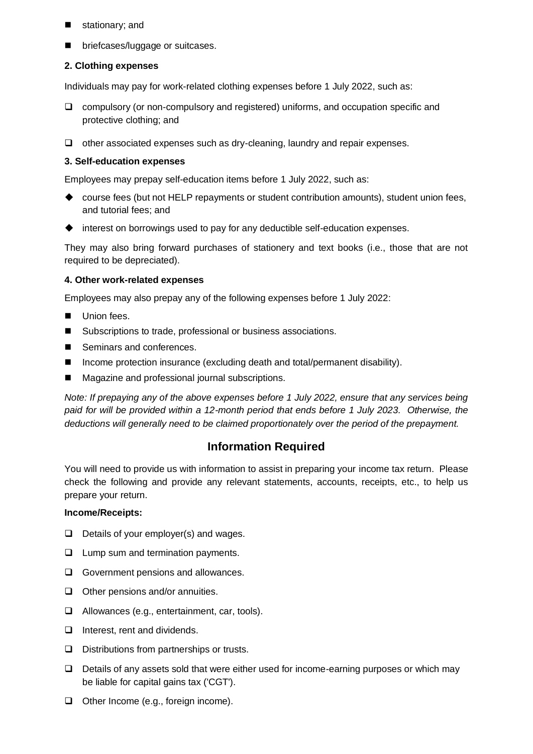- stationary; and
- briefcases/luggage or suitcases.

**2. Clothing expenses**

Individuals may pay for work-related clothing expenses before 1 July 2022, such as:

- compulsory (or non-compulsory and registered) uniforms, and occupation specific and protective clothing; and
- other associated expenses such as dry-cleaning, laundry and repair expenses.

**3. Self-education expenses**

Employees may prepay self-education items before 1 July 2022, such as:

- course fees (but not HELP repayments or student contribution amounts), student union fees, and tutorial fees; and
- interest on borrowings used to pay for any deductible self-education expenses.

They may also bring forward purchases of stationery and text books (i.e., those that are not required to be depreciated).

**4. Other work-related expenses**

Employees may also prepay any of the following expenses before 1 July 2022:

- Union fees.
- Subscriptions to trade, professional or business associations.
- Seminars and conferences.
- Income protection insurance (excluding death and total/permanent disability).
- Magazine and professional journal subscriptions.

*Note: If prepaying any of the above expenses before 1 July 2022, ensure that any services being paid for will be provided within a 12-month period that ends before 1 July 2023. Otherwise, the deductions will generally need to be claimed proportionately over the period of the prepayment.*

## Information Required

You will need to provide us with information to assist in preparing your income tax return. Please check the following and provide any relevant statements, accounts, receipts, etc., to help us prepare your return.

**Income/Receipts:**

- Details of your employer(s) and wages.
- Lump sum and termination payments.
- Government pensions and allowances.
- Other pensions and/or annuities.
- Allowances (e.g., entertainment, car, tools).
- Interest, rent and dividends.
- Distributions from partnerships or trusts.
- Details of any assets sold that were either used for income-earning purposes or which may be liable for capital gains tax ('CGT').
- Other Income (e.g., foreign income).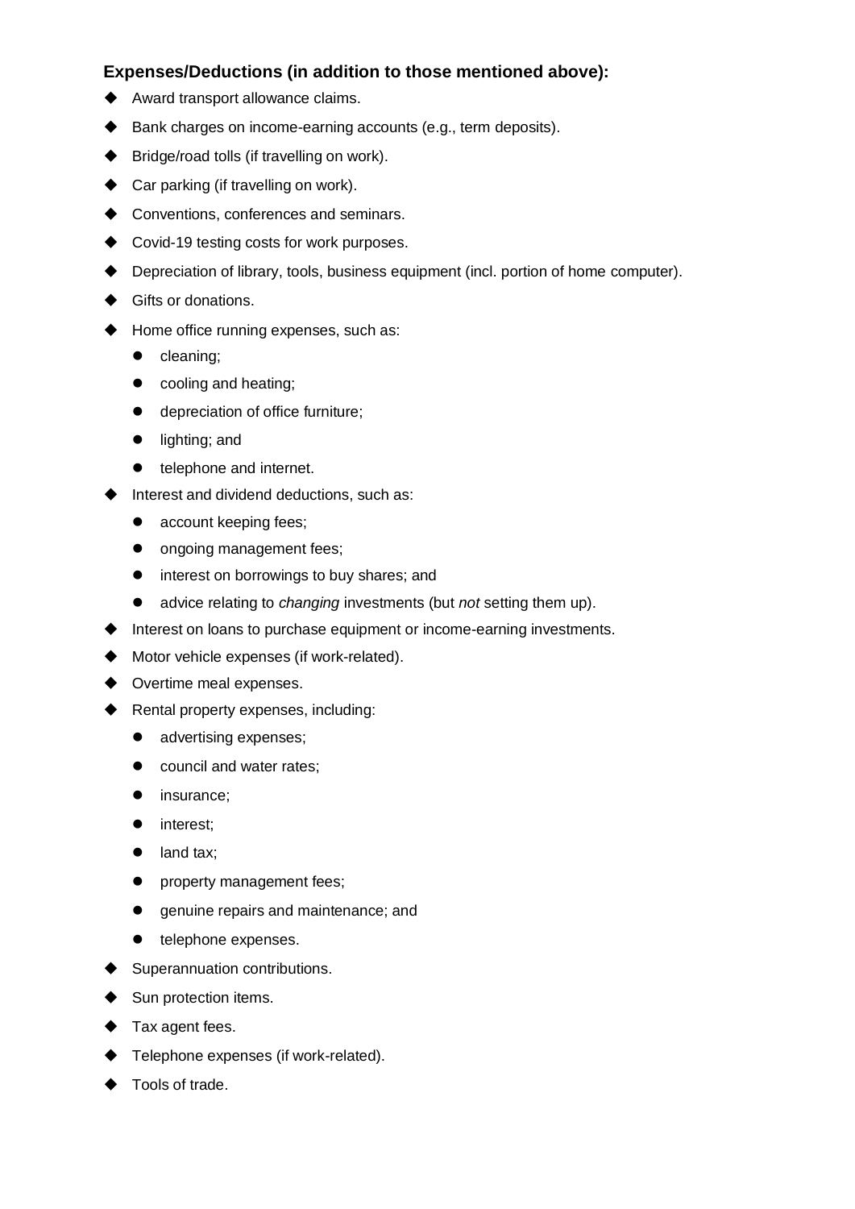**Expenses/Deductions (in addition to those mentioned above):**

- Award transport allowance claims.
- Bank charges on income-earning accounts (e.g., term deposits).
- Bridge/road tolls (if travelling on work).
- Car parking (if travelling on work).
- Conventions, conferences and seminars.
- Covid-19 testing costs for work purposes.
- Depreciation of library, tools, business equipment (incl. portion of home computer).
- Gifts or donations.
- Home office running expenses, such as:
  - cleaning;
  - cooling and heating;
  - depreciation of office furniture;
  - lighting; and
  - telephone and internet.
- Interest and dividend deductions, such as:
  - account keeping fees;
  - ongoing management fees;
  - interest on borrowings to buy shares; and
  - advice relating to *changing* investments (but *not* setting them up).
- Interest on loans to purchase equipment or income-earning investments.
- Motor vehicle expenses (if work-related).
- Overtime meal expenses.
- Rental property expenses, including:
  - advertising expenses;
  - council and water rates;
  - insurance;
  - interest;
  - land tax;
  - property management fees;
  - genuine repairs and maintenance; and
  - telephone expenses.
- Superannuation contributions.
- Sun protection items.
- Tax agent fees.
- Telephone expenses (if work-related).
- Tools of trade.